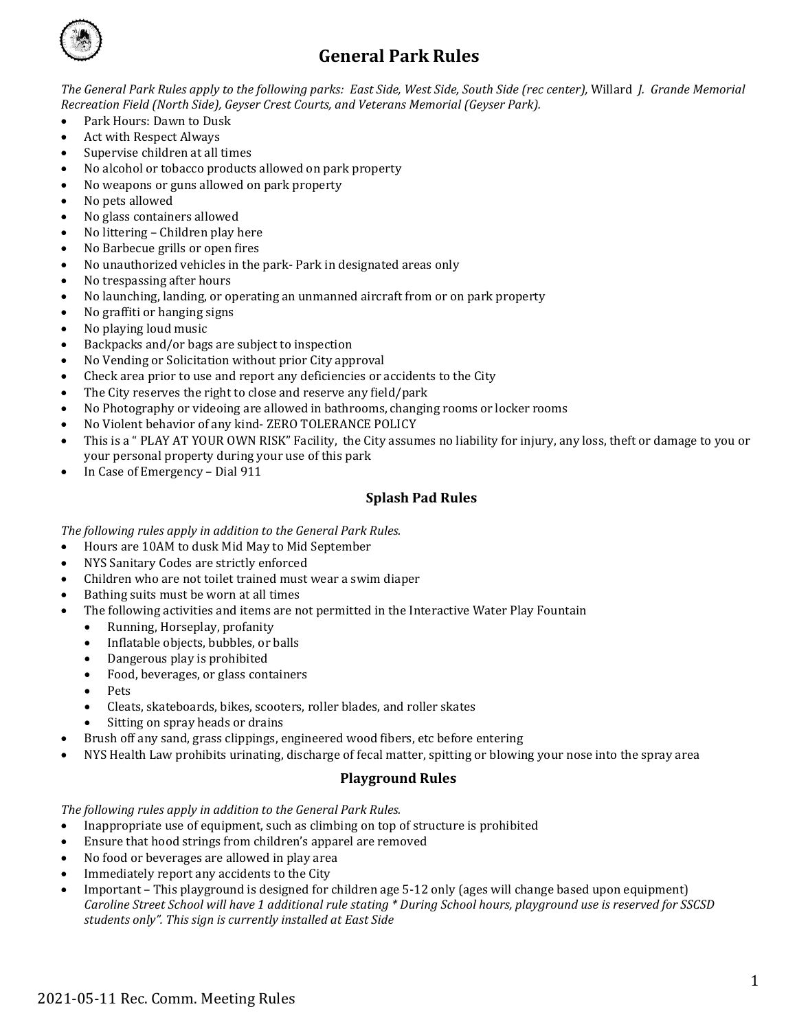# General Park Rules

*The General Park Rules apply to the following parks: East Side, West Side, South Side (rec center),* Willard *J. Grande Memorial Recreation Field (North Side), Geyser Crest Courts, and Veterans Memorial (Geyser Park).*

- Park Hours: Dawn to Dusk
- Act with Respect Always
- Supervise children at all times
- No alcohol or tobacco products allowed on park property
- No weapons or guns allowed on park property
- No pets allowed
- No glass containers allowed
- No littering – Children play here
- No Barbecue grills or open fires
- No unauthorized vehicles in the park- Park in designated areas only
- No trespassing after hours
- No launching, landing, or operating an unmanned aircraft from or on park property
- No graffiti or hanging signs
- No playing loud music
- Backpacks and/or bags are subject to inspection
- No Vending or Solicitation without prior City approval
- Check area prior to use and report any deficiencies or accidents to the City
- The City reserves the right to close and reserve any field/park
- No Photography or videoing are allowed in bathrooms, changing rooms or locker rooms
- No Violent behavior of any kind- ZERO TOLERANCE POLICY
- This is a " PLAY AT YOUR OWN RISK" Facility, the City assumes no liability for injury, any loss, theft or damage to you or your personal property during your use of this park
- In Case of Emergency – Dial 911

## Splash Pad Rules

*The following rules apply in addition to the General Park Rules.*

- Hours are 10AM to dusk Mid May to Mid September
- NYS Sanitary Codes are strictly enforced
- Children who are not toilet trained must wear a swim diaper
- Bathing suits must be worn at all times
- The following activities and items are not permitted in the Interactive Water Play Fountain
  - Running, Horseplay, profanity
  - Inflatable objects, bubbles, or balls
  - Dangerous play is prohibited
  - Food, beverages, or glass containers
  - Pets
  - Cleats, skateboards, bikes, scooters, roller blades, and roller skates
  - Sitting on spray heads or drains
- Brush off any sand, grass clippings, engineered wood fibers, etc before entering
- NYS Health Law prohibits urinating, discharge of fecal matter, spitting or blowing your nose into the spray area

## Playground Rules

*The following rules apply in addition to the General Park Rules.*

- Inappropriate use of equipment, such as climbing on top of structure is prohibited
- Ensure that hood strings from children's apparel are removed
- No food or beverages are allowed in play area
- Immediately report any accidents to the City
- Important – This playground is designed for children age 5-12 only (ages will change based upon equipment)
  *Caroline Street School will have 1 additional rule stating * During School hours, playground use is reserved for SSCSD students only". This sign is currently installed at East Side*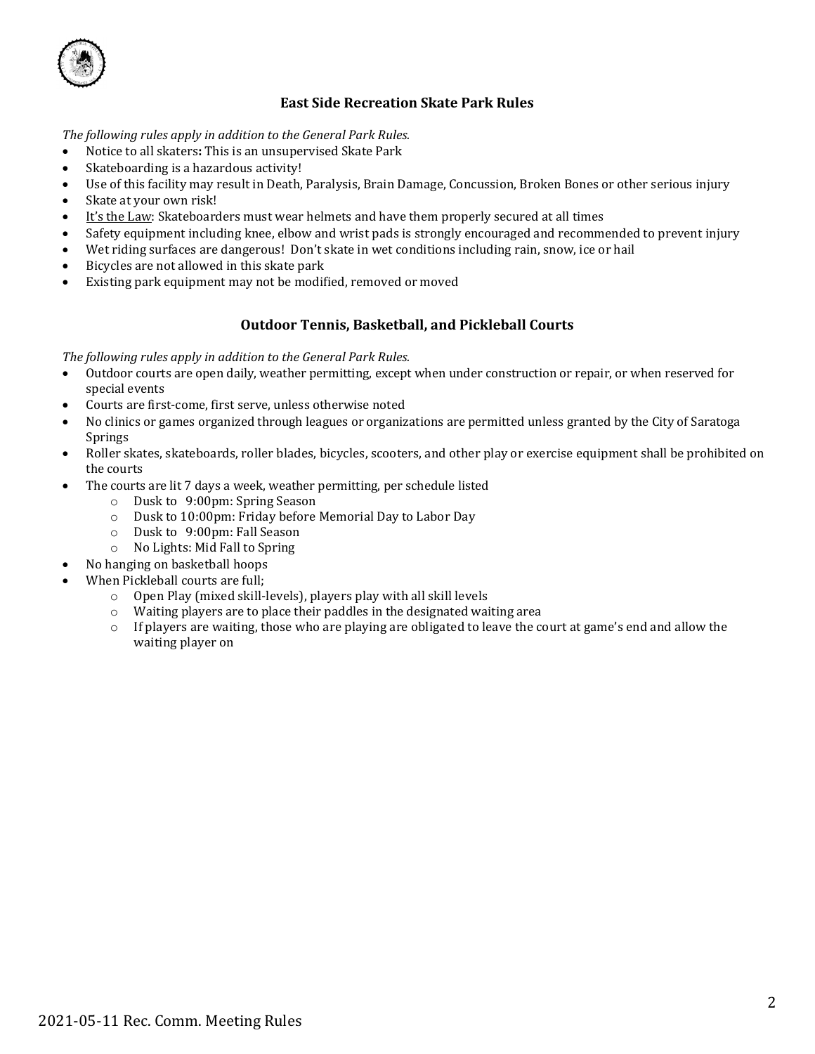## East Side Recreation Skate Park Rules

*The following rules apply in addition to the General Park Rules.*

- Notice to all skaters**:** This is an unsupervised Skate Park
- Skateboarding is a hazardous activity!
- Use of this facility may result in Death, Paralysis, Brain Damage, Concussion, Broken Bones or other serious injury
- Skate at your own risk!
- <u>It's the Law</u>: Skateboarders must wear helmets and have them properly secured at all times
- Safety equipment including knee, elbow and wrist pads is strongly encouraged and recommended to prevent injury
- Wet riding surfaces are dangerous! Don't skate in wet conditions including rain, snow, ice or hail
- Bicycles are not allowed in this skate park
- Existing park equipment may not be modified, removed or moved

## Outdoor Tennis, Basketball, and Pickleball Courts

*The following rules apply in addition to the General Park Rules.*

- Outdoor courts are open daily, weather permitting, except when under construction or repair, or when reserved for special events
- Courts are first-come, first serve, unless otherwise noted
- No clinics or games organized through leagues or organizations are permitted unless granted by the City of Saratoga Springs
- Roller skates, skateboards, roller blades, bicycles, scooters, and other play or exercise equipment shall be prohibited on the courts
- The courts are lit 7 days a week, weather permitting, per schedule listed
    - Dusk to 9:00pm: Spring Season
    - Dusk to 10:00pm: Friday before Memorial Day to Labor Day
    - Dusk to 9:00pm: Fall Season
    - No Lights: Mid Fall to Spring
- No hanging on basketball hoops
- When Pickleball courts are full;
    - Open Play (mixed skill-levels), players play with all skill levels
    - Waiting players are to place their paddles in the designated waiting area
    - If players are waiting, those who are playing are obligated to leave the court at game's end and allow the waiting player on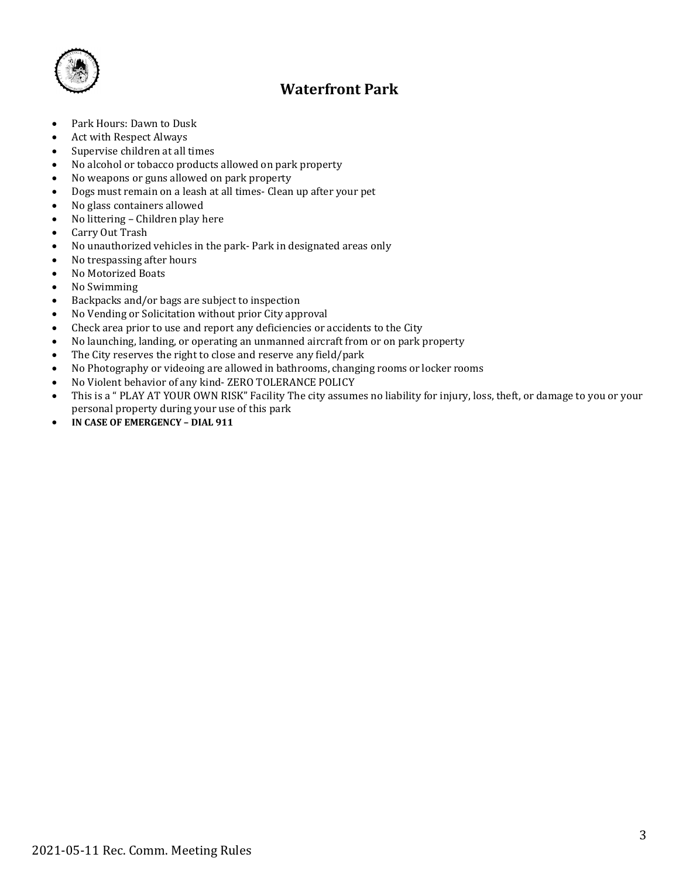# Waterfront Park

- Park Hours: Dawn to Dusk
- Act with Respect Always
- Supervise children at all times
- No alcohol or tobacco products allowed on park property
- No weapons or guns allowed on park property
- Dogs must remain on a leash at all times- Clean up after your pet
- No glass containers allowed
- No littering – Children play here
- Carry Out Trash
- No unauthorized vehicles in the park- Park in designated areas only
- No trespassing after hours
- No Motorized Boats
- No Swimming
- Backpacks and/or bags are subject to inspection
- No Vending or Solicitation without prior City approval
- Check area prior to use and report any deficiencies or accidents to the City
- No launching, landing, or operating an unmanned aircraft from or on park property
- The City reserves the right to close and reserve any field/park
- No Photography or videoing are allowed in bathrooms, changing rooms or locker rooms
- No Violent behavior of any kind- ZERO TOLERANCE POLICY
- This is a " PLAY AT YOUR OWN RISK" Facility The city assumes no liability for injury, loss, theft, or damage to you or your personal property during your use of this park
- **IN CASE OF EMERGENCY – DIAL 911**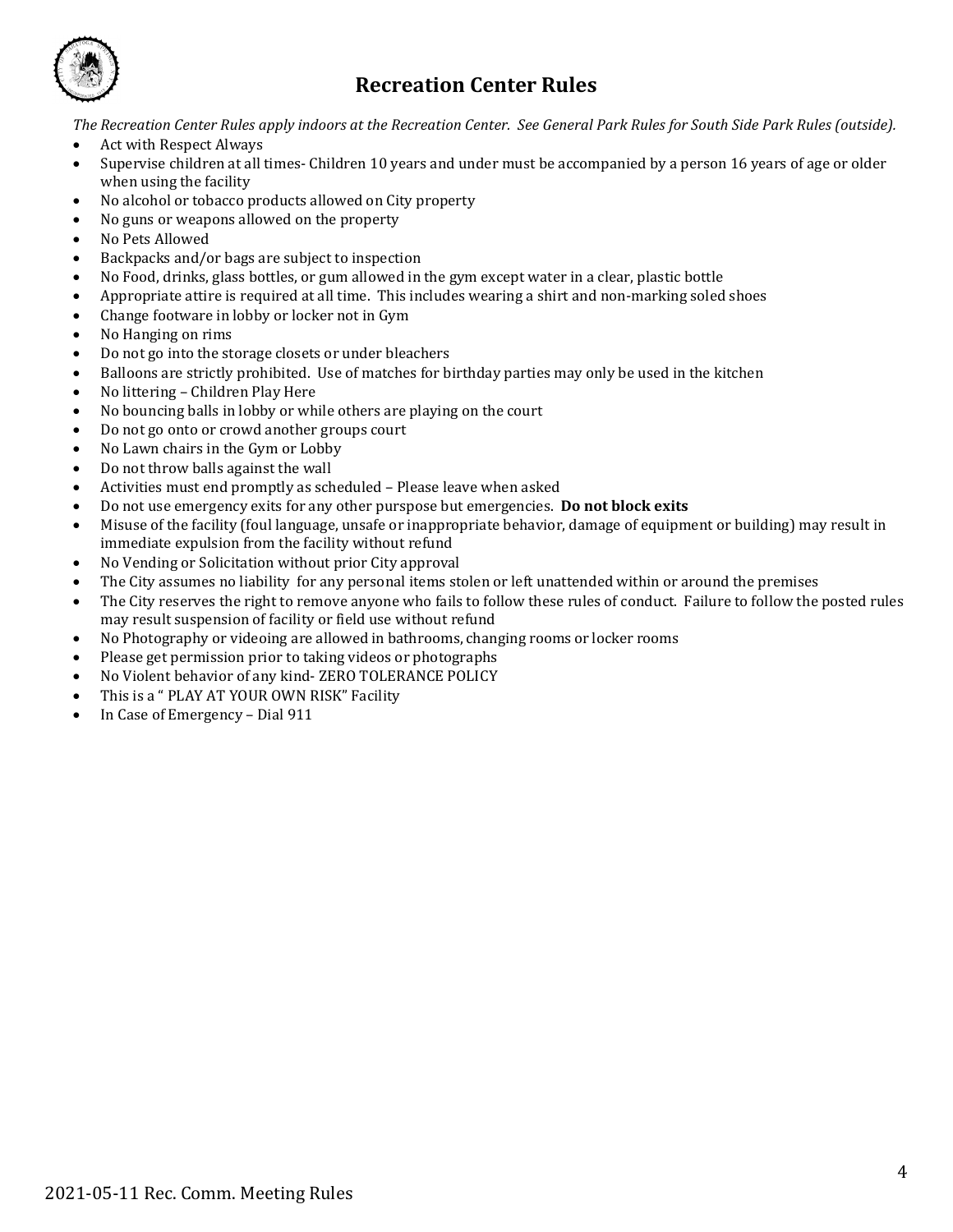# Recreation Center Rules

*The Recreation Center Rules apply indoors at the Recreation Center. See General Park Rules for South Side Park Rules (outside).*

- Act with Respect Always
- Supervise children at all times- Children 10 years and under must be accompanied by a person 16 years of age or older when using the facility
- No alcohol or tobacco products allowed on City property
- No guns or weapons allowed on the property
- No Pets Allowed
- Backpacks and/or bags are subject to inspection
- No Food, drinks, glass bottles, or gum allowed in the gym except water in a clear, plastic bottle
- Appropriate attire is required at all time. This includes wearing a shirt and non-marking soled shoes
- Change footware in lobby or locker not in Gym
- No Hanging on rims
- Do not go into the storage closets or under bleachers
- Balloons are strictly prohibited. Use of matches for birthday parties may only be used in the kitchen
- No littering – Children Play Here
- No bouncing balls in lobby or while others are playing on the court
- Do not go onto or crowd another groups court
- No Lawn chairs in the Gym or Lobby
- Do not throw balls against the wall
- Activities must end promptly as scheduled – Please leave when asked
- Do not use emergency exits for any other purspose but emergencies. **Do not block exits**
- Misuse of the facility (foul language, unsafe or inappropriate behavior, damage of equipment or building) may result in immediate expulsion from the facility without refund
- No Vending or Solicitation without prior City approval
- The City assumes no liability for any personal items stolen or left unattended within or around the premises
- The City reserves the right to remove anyone who fails to follow these rules of conduct. Failure to follow the posted rules may result suspension of facility or field use without refund
- No Photography or videoing are allowed in bathrooms, changing rooms or locker rooms
- Please get permission prior to taking videos or photographs
- No Violent behavior of any kind- ZERO TOLERANCE POLICY
- This is a " PLAY AT YOUR OWN RISK" Facility
- In Case of Emergency – Dial 911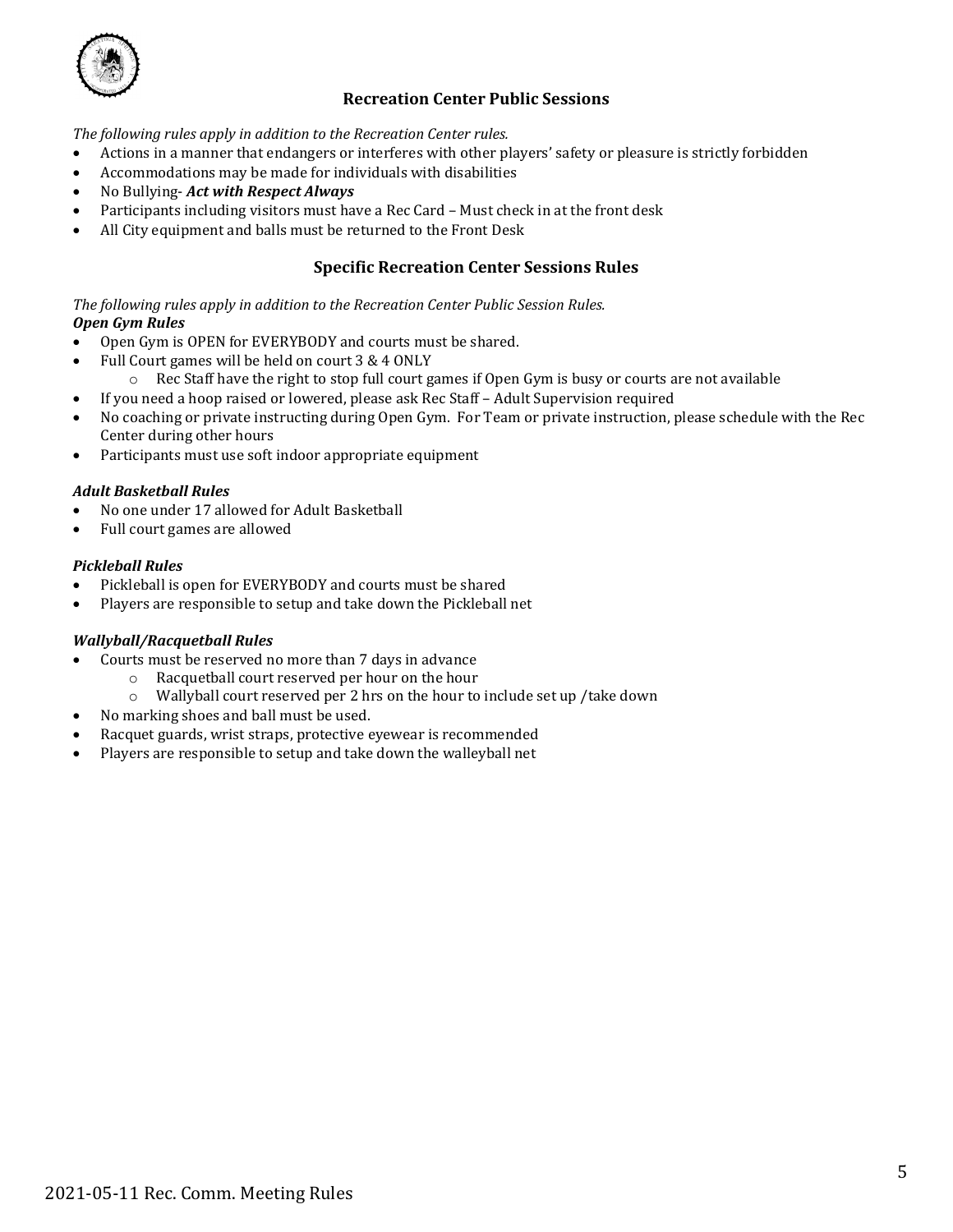## Recreation Center Public Sessions

*The following rules apply in addition to the Recreation Center rules.*

- Actions in a manner that endangers or interferes with other players' safety or pleasure is strictly forbidden
- Accommodations may be made for individuals with disabilities
- No Bullying- ***Act with Respect Always***
- Participants including visitors must have a Rec Card – Must check in at the front desk
- All City equipment and balls must be returned to the Front Desk

## Specific Recreation Center Sessions Rules

*The following rules apply in addition to the Recreation Center Public Session Rules.*

***Open Gym Rules***

- Open Gym is OPEN for EVERYBODY and courts must be shared.
- Full Court games will be held on court 3 & 4 ONLY
  - Rec Staff have the right to stop full court games if Open Gym is busy or courts are not available
- If you need a hoop raised or lowered, please ask Rec Staff – Adult Supervision required
- No coaching or private instructing during Open Gym. For Team or private instruction, please schedule with the Rec Center during other hours
- Participants must use soft indoor appropriate equipment

***Adult Basketball Rules***

- No one under 17 allowed for Adult Basketball
- Full court games are allowed

***Pickleball Rules***

- Pickleball is open for EVERYBODY and courts must be shared
- Players are responsible to setup and take down the Pickleball net

***Wallyball/Racquetball Rules***

- Courts must be reserved no more than 7 days in advance
  - Racquetball court reserved per hour on the hour
  - Wallyball court reserved per 2 hrs on the hour to include set up /take down
- No marking shoes and ball must be used.
- Racquet guards, wrist straps, protective eyewear is recommended
- Players are responsible to setup and take down the walleyball net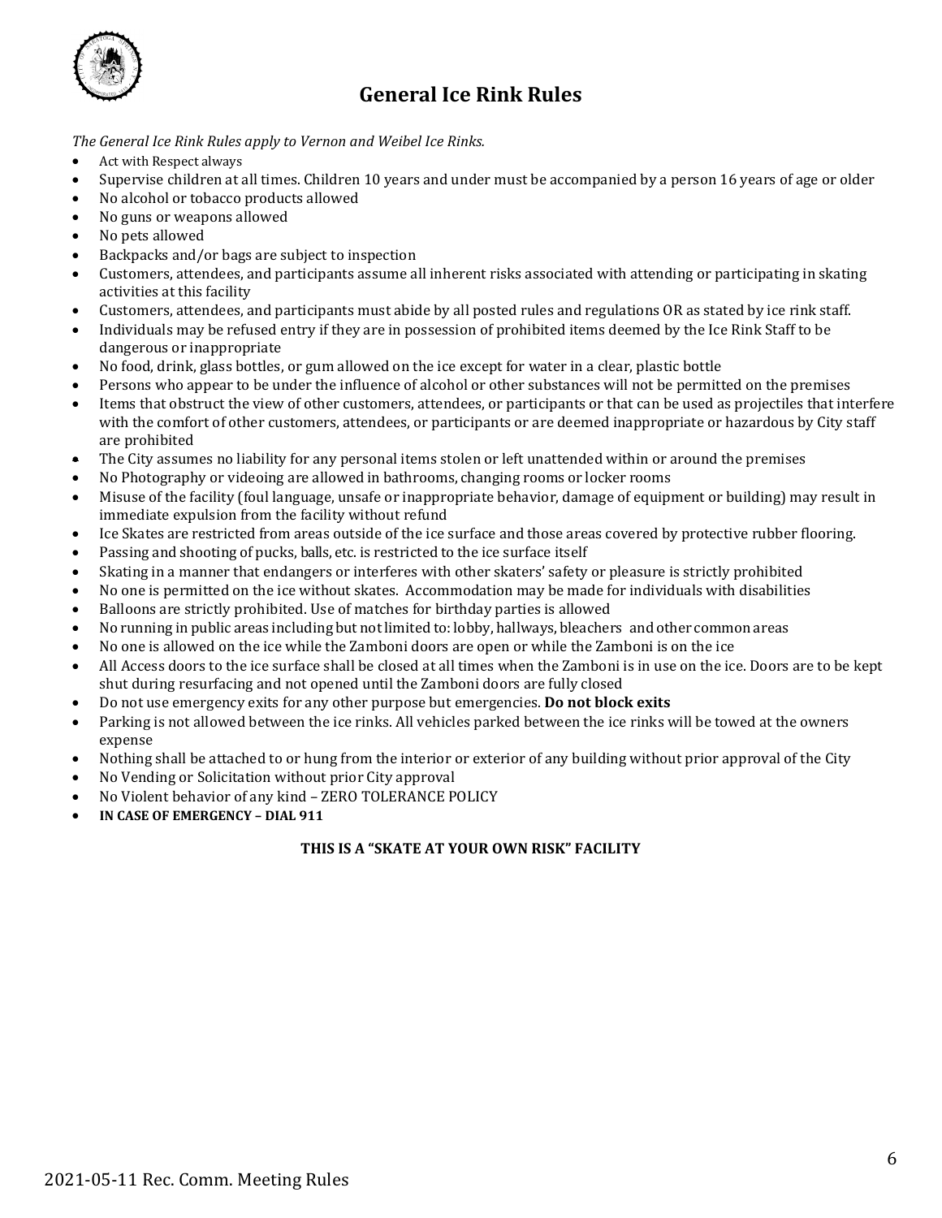# General Ice Rink Rules

*The General Ice Rink Rules apply to Vernon and Weibel Ice Rinks.*

- Act with Respect always
- Supervise children at all times. Children 10 years and under must be accompanied by a person 16 years of age or older
- No alcohol or tobacco products allowed
- No guns or weapons allowed
- No pets allowed
- Backpacks and/or bags are subject to inspection
- Customers, attendees, and participants assume all inherent risks associated with attending or participating in skating activities at this facility
- Customers, attendees, and participants must abide by all posted rules and regulations OR as stated by ice rink staff.
- Individuals may be refused entry if they are in possession of prohibited items deemed by the Ice Rink Staff to be dangerous or inappropriate
- No food, drink, glass bottles, or gum allowed on the ice except for water in a clear, plastic bottle
- Persons who appear to be under the influence of alcohol or other substances will not be permitted on the premises
- Items that obstruct the view of other customers, attendees, or participants or that can be used as projectiles that interfere with the comfort of other customers, attendees, or participants or are deemed inappropriate or hazardous by City staff are prohibited
- The City assumes no liability for any personal items stolen or left unattended within or around the premises
- No Photography or videoing are allowed in bathrooms, changing rooms or locker rooms
- Misuse of the facility (foul language, unsafe or inappropriate behavior, damage of equipment or building) may result in immediate expulsion from the facility without refund
- Ice Skates are restricted from areas outside of the ice surface and those areas covered by protective rubber flooring.
- Passing and shooting of pucks, balls, etc. is restricted to the ice surface itself
- Skating in a manner that endangers or interferes with other skaters' safety or pleasure is strictly prohibited
- No one is permitted on the ice without skates. Accommodation may be made for individuals with disabilities
- Balloons are strictly prohibited. Use of matches for birthday parties is allowed
- No running in public areas including but not limited to: lobby, hallways, bleachers and other common areas
- No one is allowed on the ice while the Zamboni doors are open or while the Zamboni is on the ice
- All Access doors to the ice surface shall be closed at all times when the Zamboni is in use on the ice. Doors are to be kept shut during resurfacing and not opened until the Zamboni doors are fully closed
- Do not use emergency exits for any other purpose but emergencies. **Do not block exits**
- Parking is not allowed between the ice rinks. All vehicles parked between the ice rinks will be towed at the owners expense
- Nothing shall be attached to or hung from the interior or exterior of any building without prior approval of the City
- No Vending or Solicitation without prior City approval
- No Violent behavior of any kind – ZERO TOLERANCE POLICY
- **IN CASE OF EMERGENCY – DIAL 911**

**THIS IS A "SKATE AT YOUR OWN RISK" FACILITY**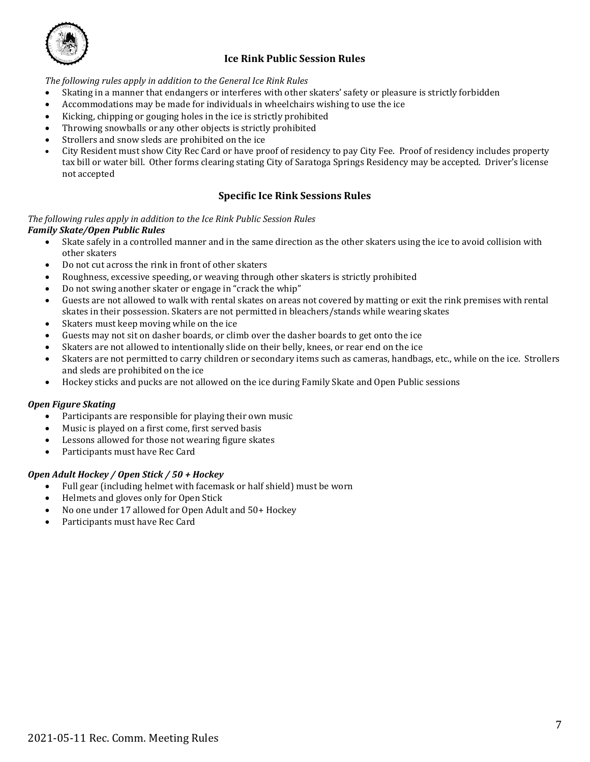## Ice Rink Public Session Rules

*The following rules apply in addition to the General Ice Rink Rules*

- Skating in a manner that endangers or interferes with other skaters' safety or pleasure is strictly forbidden
- Accommodations may be made for individuals in wheelchairs wishing to use the ice
- Kicking, chipping or gouging holes in the ice is strictly prohibited
- Throwing snowballs or any other objects is strictly prohibited
- Strollers and snow sleds are prohibited on the ice
- City Resident must show City Rec Card or have proof of residency to pay City Fee. Proof of residency includes property tax bill or water bill. Other forms clearing stating City of Saratoga Springs Residency may be accepted. Driver's license not accepted

## Specific Ice Rink Sessions Rules

*The following rules apply in addition to the Ice Rink Public Session Rules*

***Family Skate/Open Public Rules***

- Skate safely in a controlled manner and in the same direction as the other skaters using the ice to avoid collision with other skaters
- Do not cut across the rink in front of other skaters
- Roughness, excessive speeding, or weaving through other skaters is strictly prohibited
- Do not swing another skater or engage in "crack the whip"
- Guests are not allowed to walk with rental skates on areas not covered by matting or exit the rink premises with rental skates in their possession. Skaters are not permitted in bleachers/stands while wearing skates
- Skaters must keep moving while on the ice
- Guests may not sit on dasher boards, or climb over the dasher boards to get onto the ice
- Skaters are not allowed to intentionally slide on their belly, knees, or rear end on the ice
- Skaters are not permitted to carry children or secondary items such as cameras, handbags, etc., while on the ice. Strollers and sleds are prohibited on the ice
- Hockey sticks and pucks are not allowed on the ice during Family Skate and Open Public sessions

***Open Figure Skating***

- Participants are responsible for playing their own music
- Music is played on a first come, first served basis
- Lessons allowed for those not wearing figure skates
- Participants must have Rec Card

***Open Adult Hockey / Open Stick / 50 + Hockey***

- Full gear (including helmet with facemask or half shield) must be worn
- Helmets and gloves only for Open Stick
- No one under 17 allowed for Open Adult and 50+ Hockey
- Participants must have Rec Card

2021-05-11 Rec. Comm. Meeting Rules